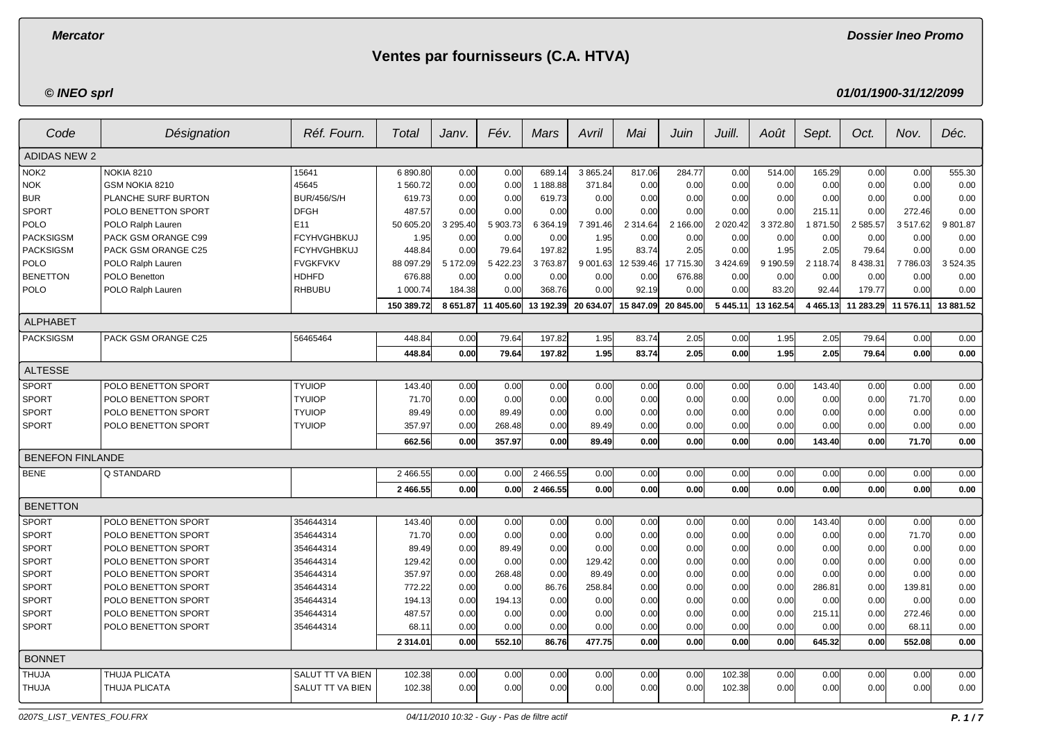**Mercator** | **Dossier Ineo Promo**

# Ventes par fournisseurs (C.A. HTVA)

**© INEO sprl** | **01/01/1900-31/12/2099**

| Code | Désignation | Réf. Fourn. | Total | Janv. | Fév. | Mars | Avril | Mai | Juin | Juill. | Août | Sept. | Oct. | Nov. | Déc. |
|---|---|---|---|---|---|---|---|---|---|---|---|---|---|---|---|
| ADIDAS NEW 2 | | | | | | | | | | | | | | | |
| NOK2 | NOKIA 8210 | 15641 | 6 890.80 | 0.00 | 0.00 | 689.14 | 3 865.24 | 817.06 | 284.77 | 0.00 | 514.00 | 165.29 | 0.00 | 0.00 | 555.30 |
| NOK | GSM NOKIA 8210 | 45645 | 1 560.72 | 0.00 | 0.00 | 1 188.88 | 371.84 | 0.00 | 0.00 | 0.00 | 0.00 | 0.00 | 0.00 | 0.00 | 0.00 |
| BUR | PLANCHE SURF BURTON | BUR/456/S/H | 619.73 | 0.00 | 0.00 | 619.73 | 0.00 | 0.00 | 0.00 | 0.00 | 0.00 | 0.00 | 0.00 | 0.00 | 0.00 |
| SPORT | POLO BENETTON SPORT | DFGH | 487.57 | 0.00 | 0.00 | 0.00 | 0.00 | 0.00 | 0.00 | 0.00 | 0.00 | 215.11 | 0.00 | 272.46 | 0.00 |
| POLO | POLO Ralph Lauren | E11 | 50 605.20 | 3 295.40 | 5 903.73 | 6 364.19 | 7 391.46 | 2 314.64 | 2 166.00 | 2 020.42 | 3 372.80 | 1 871.50 | 2 585.57 | 3 517.62 | 9 801.87 |
| PACKSIGSM | PACK GSM ORANGE C99 | FCYHVGHBKUJ | 1.95 | 0.00 | 0.00 | 0.00 | 1.95 | 0.00 | 0.00 | 0.00 | 0.00 | 0.00 | 0.00 | 0.00 | 0.00 |
| PACKSIGSM | PACK GSM ORANGE C25 | FCYHVGHBKUJ | 448.84 | 0.00 | 79.64 | 197.82 | 1.95 | 83.74 | 2.05 | 0.00 | 1.95 | 2.05 | 79.64 | 0.00 | 0.00 |
| POLO | POLO Ralph Lauren | FVGKFVKV | 88 097.29 | 5 172.09 | 5 422.23 | 3 763.87 | 9 001.63 | 12 539.46 | 17 715.30 | 3 424.69 | 9 190.59 | 2 118.74 | 8 438.31 | 7 786.03 | 3 524.35 |
| BENETTON | POLO Benetton | HDHFD | 676.88 | 0.00 | 0.00 | 0.00 | 0.00 | 0.00 | 676.88 | 0.00 | 0.00 | 0.00 | 0.00 | 0.00 | 0.00 |
| POLO | POLO Ralph Lauren | RHBUBU | 1 000.74 | 184.38 | 0.00 | 368.76 | 0.00 | 92.19 | 0.00 | 0.00 | 83.20 | 92.44 | 179.77 | 0.00 | 0.00 |
| | | | **150 389.72** | **8 651.87** | **11 405.60** | **13 192.39** | **20 634.07** | **15 847.09** | **20 845.00** | **5 445.11** | **13 162.54** | **4 465.13** | **11 283.29** | **11 576.11** | **13 881.52** |
| ALPHABET | | | | | | | | | | | | | | | |
| PACKSIGSM | PACK GSM ORANGE C25 | 56465464 | 448.84 | 0.00 | 79.64 | 197.82 | 1.95 | 83.74 | 2.05 | 0.00 | 1.95 | 2.05 | 79.64 | 0.00 | 0.00 |
| | | | **448.84** | **0.00** | **79.64** | **197.82** | **1.95** | **83.74** | **2.05** | **0.00** | **1.95** | **2.05** | **79.64** | **0.00** | **0.00** |
| ALTESSE | | | | | | | | | | | | | | | |
| SPORT | POLO BENETTON SPORT | TYUIOP | 143.40 | 0.00 | 0.00 | 0.00 | 0.00 | 0.00 | 0.00 | 0.00 | 0.00 | 143.40 | 0.00 | 0.00 | 0.00 |
| SPORT | POLO BENETTON SPORT | TYUIOP | 71.70 | 0.00 | 0.00 | 0.00 | 0.00 | 0.00 | 0.00 | 0.00 | 0.00 | 0.00 | 0.00 | 71.70 | 0.00 |
| SPORT | POLO BENETTON SPORT | TYUIOP | 89.49 | 0.00 | 89.49 | 0.00 | 0.00 | 0.00 | 0.00 | 0.00 | 0.00 | 0.00 | 0.00 | 0.00 | 0.00 |
| SPORT | POLO BENETTON SPORT | TYUIOP | 357.97 | 0.00 | 268.48 | 0.00 | 89.49 | 0.00 | 0.00 | 0.00 | 0.00 | 0.00 | 0.00 | 0.00 | 0.00 |
| | | | **662.56** | **0.00** | **357.97** | **0.00** | **89.49** | **0.00** | **0.00** | **0.00** | **0.00** | **143.40** | **0.00** | **71.70** | **0.00** |
| BENEFON FINLANDE | | | | | | | | | | | | | | | |
| BENE | Q STANDARD | | 2 466.55 | 0.00 | 0.00 | 2 466.55 | 0.00 | 0.00 | 0.00 | 0.00 | 0.00 | 0.00 | 0.00 | 0.00 | 0.00 |
| | | | **2 466.55** | **0.00** | **0.00** | **2 466.55** | **0.00** | **0.00** | **0.00** | **0.00** | **0.00** | **0.00** | **0.00** | **0.00** | **0.00** |
| BENETTON | | | | | | | | | | | | | | | |
| SPORT | POLO BENETTON SPORT | 354644314 | 143.40 | 0.00 | 0.00 | 0.00 | 0.00 | 0.00 | 0.00 | 0.00 | 0.00 | 143.40 | 0.00 | 0.00 | 0.00 |
| SPORT | POLO BENETTON SPORT | 354644314 | 71.70 | 0.00 | 0.00 | 0.00 | 0.00 | 0.00 | 0.00 | 0.00 | 0.00 | 0.00 | 0.00 | 71.70 | 0.00 |
| SPORT | POLO BENETTON SPORT | 354644314 | 89.49 | 0.00 | 89.49 | 0.00 | 0.00 | 0.00 | 0.00 | 0.00 | 0.00 | 0.00 | 0.00 | 0.00 | 0.00 |
| SPORT | POLO BENETTON SPORT | 354644314 | 129.42 | 0.00 | 0.00 | 0.00 | 129.42 | 0.00 | 0.00 | 0.00 | 0.00 | 0.00 | 0.00 | 0.00 | 0.00 |
| SPORT | POLO BENETTON SPORT | 354644314 | 357.97 | 0.00 | 268.48 | 0.00 | 89.49 | 0.00 | 0.00 | 0.00 | 0.00 | 0.00 | 0.00 | 0.00 | 0.00 |
| SPORT | POLO BENETTON SPORT | 354644314 | 772.22 | 0.00 | 0.00 | 86.76 | 258.84 | 0.00 | 0.00 | 0.00 | 0.00 | 286.81 | 0.00 | 139.81 | 0.00 |
| SPORT | POLO BENETTON SPORT | 354644314 | 194.13 | 0.00 | 194.13 | 0.00 | 0.00 | 0.00 | 0.00 | 0.00 | 0.00 | 0.00 | 0.00 | 0.00 | 0.00 |
| SPORT | POLO BENETTON SPORT | 354644314 | 487.57 | 0.00 | 0.00 | 0.00 | 0.00 | 0.00 | 0.00 | 0.00 | 0.00 | 215.11 | 0.00 | 272.46 | 0.00 |
| SPORT | POLO BENETTON SPORT | 354644314 | 68.11 | 0.00 | 0.00 | 0.00 | 0.00 | 0.00 | 0.00 | 0.00 | 0.00 | 0.00 | 0.00 | 68.11 | 0.00 |
| | | | **2 314.01** | **0.00** | **552.10** | **86.76** | **477.75** | **0.00** | **0.00** | **0.00** | **0.00** | **645.32** | **0.00** | **552.08** | **0.00** |
| BONNET | | | | | | | | | | | | | | | |
| THUJA | THUJA PLICATA | SALUT TT VA BIEN | 102.38 | 0.00 | 0.00 | 0.00 | 0.00 | 0.00 | 0.00 | 102.38 | 0.00 | 0.00 | 0.00 | 0.00 | 0.00 |
| THUJA | THUJA PLICATA | SALUT TT VA BIEN | 102.38 | 0.00 | 0.00 | 0.00 | 0.00 | 0.00 | 0.00 | 102.38 | 0.00 | 0.00 | 0.00 | 0.00 | 0.00 |

0207S_LIST_VENTES_FOU.FRX — 04/11/2010 10:32 - Guy - Pas de filtre actif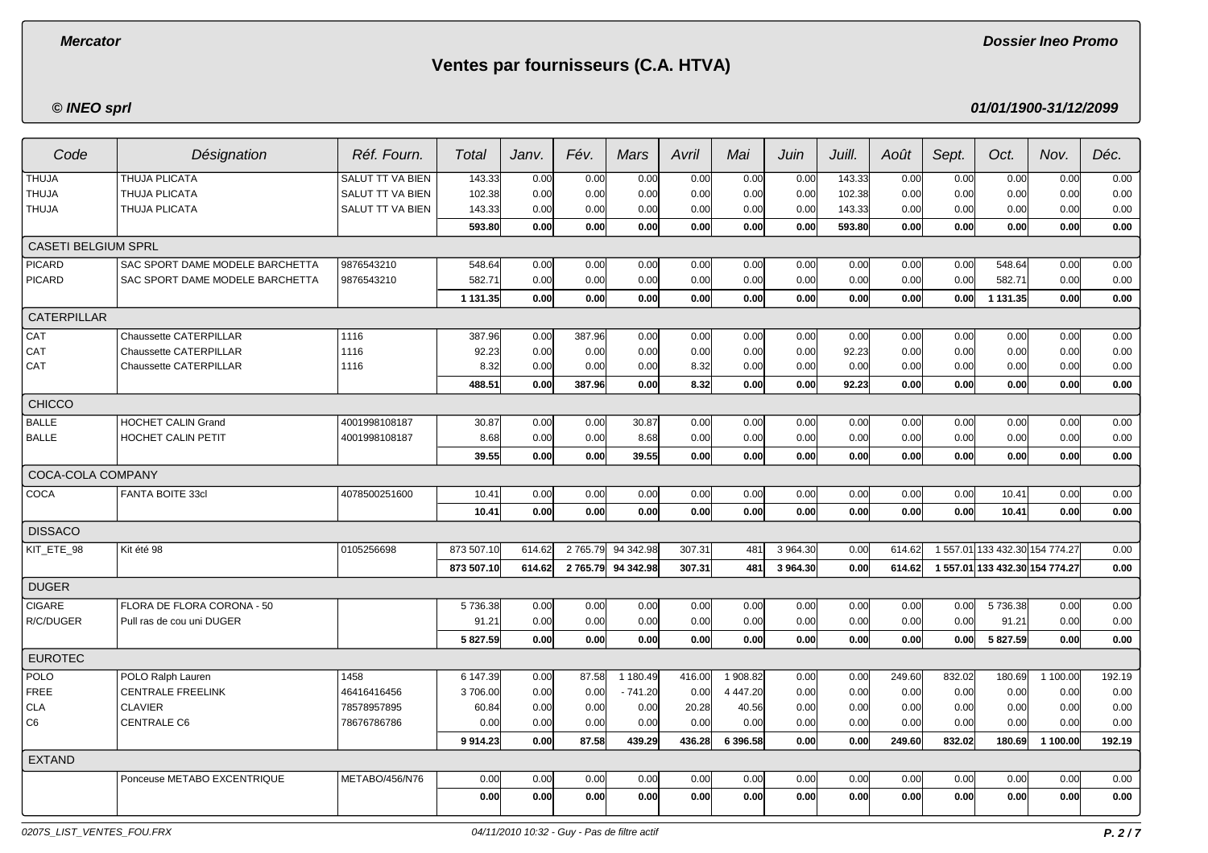# Ventes par fournisseurs (C.A. HTVA)

**Mercator** — **Dossier Ineo Promo**

**© INEO sprl** — **01/01/1900-31/12/2099**

| Code | Désignation | Réf. Fourn. | Total | Janv. | Fév. | Mars | Avril | Mai | Juin | Juill. | Août | Sept. | Oct. | Nov. | Déc. |
|---|---|---|---|---|---|---|---|---|---|---|---|---|---|---|---|
| THUJA | THUJA PLICATA | SALUT TT VA BIEN | 143.33 | 0.00 | 0.00 | 0.00 | 0.00 | 0.00 | 0.00 | 143.33 | 0.00 | 0.00 | 0.00 | 0.00 | 0.00 |
| THUJA | THUJA PLICATA | SALUT TT VA BIEN | 102.38 | 0.00 | 0.00 | 0.00 | 0.00 | 0.00 | 0.00 | 102.38 | 0.00 | 0.00 | 0.00 | 0.00 | 0.00 |
| THUJA | THUJA PLICATA | SALUT TT VA BIEN | 143.33 | 0.00 | 0.00 | 0.00 | 0.00 | 0.00 | 0.00 | 143.33 | 0.00 | 0.00 | 0.00 | 0.00 | 0.00 |
| | | | **593.80** | **0.00** | **0.00** | **0.00** | **0.00** | **0.00** | **0.00** | **593.80** | **0.00** | **0.00** | **0.00** | **0.00** | **0.00** |
| CASETI BELGIUM SPRL | | | | | | | | | | | | | | | |
| PICARD | SAC SPORT DAME MODELE BARCHETTA | 9876543210 | 548.64 | 0.00 | 0.00 | 0.00 | 0.00 | 0.00 | 0.00 | 0.00 | 0.00 | 0.00 | 548.64 | 0.00 | 0.00 |
| PICARD | SAC SPORT DAME MODELE BARCHETTA | 9876543210 | 582.71 | 0.00 | 0.00 | 0.00 | 0.00 | 0.00 | 0.00 | 0.00 | 0.00 | 0.00 | 582.71 | 0.00 | 0.00 |
| | | | **1 131.35** | **0.00** | **0.00** | **0.00** | **0.00** | **0.00** | **0.00** | **0.00** | **0.00** | **0.00** | **1 131.35** | **0.00** | **0.00** |
| CATERPILLAR | | | | | | | | | | | | | | | |
| CAT | Chaussette CATERPILLAR | 1116 | 387.96 | 0.00 | 387.96 | 0.00 | 0.00 | 0.00 | 0.00 | 0.00 | 0.00 | 0.00 | 0.00 | 0.00 | 0.00 |
| CAT | Chaussette CATERPILLAR | 1116 | 92.23 | 0.00 | 0.00 | 0.00 | 0.00 | 0.00 | 0.00 | 92.23 | 0.00 | 0.00 | 0.00 | 0.00 | 0.00 |
| CAT | Chaussette CATERPILLAR | 1116 | 8.32 | 0.00 | 0.00 | 0.00 | 8.32 | 0.00 | 0.00 | 0.00 | 0.00 | 0.00 | 0.00 | 0.00 | 0.00 |
| | | | **488.51** | **0.00** | **387.96** | **0.00** | **8.32** | **0.00** | **0.00** | **92.23** | **0.00** | **0.00** | **0.00** | **0.00** | **0.00** |
| CHICCO | | | | | | | | | | | | | | | |
| BALLE | HOCHET CALIN Grand | 4001998108187 | 30.87 | 0.00 | 0.00 | 30.87 | 0.00 | 0.00 | 0.00 | 0.00 | 0.00 | 0.00 | 0.00 | 0.00 | 0.00 |
| BALLE | HOCHET CALIN PETIT | 4001998108187 | 8.68 | 0.00 | 0.00 | 8.68 | 0.00 | 0.00 | 0.00 | 0.00 | 0.00 | 0.00 | 0.00 | 0.00 | 0.00 |
| | | | **39.55** | **0.00** | **0.00** | **39.55** | **0.00** | **0.00** | **0.00** | **0.00** | **0.00** | **0.00** | **0.00** | **0.00** | **0.00** |
| COCA-COLA COMPANY | | | | | | | | | | | | | | | |
| COCA | FANTA BOITE 33cl | 4078500251600 | 10.41 | 0.00 | 0.00 | 0.00 | 0.00 | 0.00 | 0.00 | 0.00 | 0.00 | 0.00 | 10.41 | 0.00 | 0.00 |
| | | | **10.41** | **0.00** | **0.00** | **0.00** | **0.00** | **0.00** | **0.00** | **0.00** | **0.00** | **0.00** | **10.41** | **0.00** | **0.00** |
| DISSACO | | | | | | | | | | | | | | | |
| KIT_ETE_98 | Kit été 98 | 0105256698 | 873 507.10 | 614.62 | 2 765.79 | 94 342.98 | 307.31 | 481 | 3 964.30 | 0.00 | 614.62 | 1 557.01 | 133 432.30 | 154 774.27 | 0.00 |
| | | | **873 507.10** | **614.62** | **2 765.79** | **94 342.98** | **307.31** | **481** | **3 964.30** | **0.00** | **614.62** | **1 557.01** | **133 432.30** | **154 774.27** | **0.00** |
| DUGER | | | | | | | | | | | | | | | |
| CIGARE | FLORA DE FLORA CORONA - 50 | | 5 736.38 | 0.00 | 0.00 | 0.00 | 0.00 | 0.00 | 0.00 | 0.00 | 0.00 | 0.00 | 5 736.38 | 0.00 | 0.00 |
| R/C/DUGER | Pull ras de cou uni DUGER | | 91.21 | 0.00 | 0.00 | 0.00 | 0.00 | 0.00 | 0.00 | 0.00 | 0.00 | 0.00 | 91.21 | 0.00 | 0.00 |
| | | | **5 827.59** | **0.00** | **0.00** | **0.00** | **0.00** | **0.00** | **0.00** | **0.00** | **0.00** | **0.00** | **5 827.59** | **0.00** | **0.00** |
| EUROTEC | | | | | | | | | | | | | | | |
| POLO | POLO Ralph Lauren | 1458 | 6 147.39 | 0.00 | 87.58 | 1 180.49 | 416.00 | 1 908.82 | 0.00 | 0.00 | 249.60 | 832.02 | 180.69 | 1 100.00 | 192.19 |
| FREE | CENTRALE FREELINK | 46416416456 | 3 706.00 | 0.00 | 0.00 | - 741.20 | 0.00 | 4 447.20 | 0.00 | 0.00 | 0.00 | 0.00 | 0.00 | 0.00 | 0.00 |
| CLA | CLAVIER | 78578957895 | 60.84 | 0.00 | 0.00 | 0.00 | 20.28 | 40.56 | 0.00 | 0.00 | 0.00 | 0.00 | 0.00 | 0.00 | 0.00 |
| C6 | CENTRALE C6 | 78676786786 | 0.00 | 0.00 | 0.00 | 0.00 | 0.00 | 0.00 | 0.00 | 0.00 | 0.00 | 0.00 | 0.00 | 0.00 | 0.00 |
| | | | **9 914.23** | **0.00** | **87.58** | **439.29** | **436.28** | **6 396.58** | **0.00** | **0.00** | **249.60** | **832.02** | **180.69** | **1 100.00** | **192.19** |
| EXTAND | | | | | | | | | | | | | | | |
| | Ponceuse METABO EXCENTRIQUE | METABO/456/N76 | 0.00 | 0.00 | 0.00 | 0.00 | 0.00 | 0.00 | 0.00 | 0.00 | 0.00 | 0.00 | 0.00 | 0.00 | 0.00 |
| | | | **0.00** | **0.00** | **0.00** | **0.00** | **0.00** | **0.00** | **0.00** | **0.00** | **0.00** | **0.00** | **0.00** | **0.00** | **0.00** |

0207S_LIST_VENTES_FOU.FRX — 04/11/2010 10:32 - Guy - Pas de filtre actif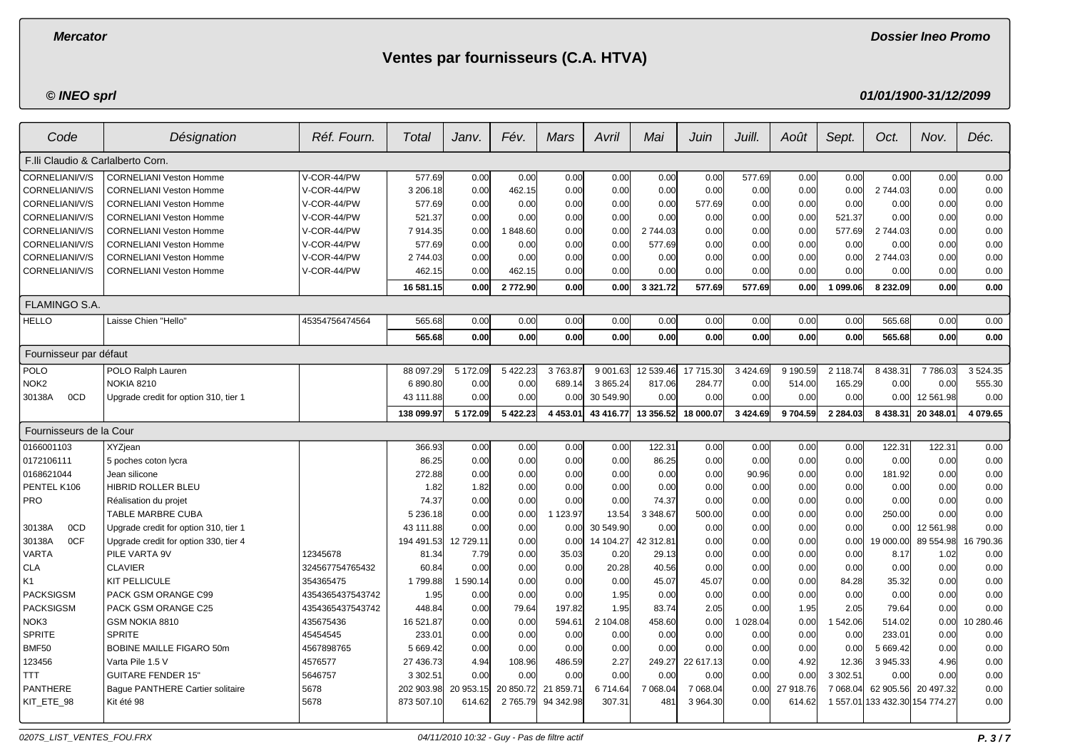# Ventes par fournisseurs (C.A. HTVA)

| Code | Désignation | Réf. Fourn. | Total | Janv. | Fév. | Mars | Avril | Mai | Juin | Juill. | Août | Sept. | Oct. | Nov. | Déc. |
|---|---|---|---|---|---|---|---|---|---|---|---|---|---|---|---|
| **F.lli Claudio & Carlalberto Corn.** | | | | | | | | | | | | | | | |
| CORNELIANI/V/S | CORNELIANI Veston Homme | V-COR-44/PW | 577.69 | 0.00 | 0.00 | 0.00 | 0.00 | 0.00 | 0.00 | 577.69 | 0.00 | 0.00 | 0.00 | 0.00 | 0.00 |
| CORNELIANI/V/S | CORNELIANI Veston Homme | V-COR-44/PW | 3 206.18 | 0.00 | 462.15 | 0.00 | 0.00 | 0.00 | 0.00 | 0.00 | 0.00 | 0.00 | 2 744.03 | 0.00 | 0.00 |
| CORNELIANI/V/S | CORNELIANI Veston Homme | V-COR-44/PW | 577.69 | 0.00 | 0.00 | 0.00 | 0.00 | 0.00 | 577.69 | 0.00 | 0.00 | 0.00 | 0.00 | 0.00 | 0.00 |
| CORNELIANI/V/S | CORNELIANI Veston Homme | V-COR-44/PW | 521.37 | 0.00 | 0.00 | 0.00 | 0.00 | 0.00 | 0.00 | 0.00 | 0.00 | 521.37 | 0.00 | 0.00 | 0.00 |
| CORNELIANI/V/S | CORNELIANI Veston Homme | V-COR-44/PW | 7 914.35 | 0.00 | 1 848.60 | 0.00 | 0.00 | 2 744.03 | 0.00 | 0.00 | 0.00 | 577.69 | 2 744.03 | 0.00 | 0.00 |
| CORNELIANI/V/S | CORNELIANI Veston Homme | V-COR-44/PW | 577.69 | 0.00 | 0.00 | 0.00 | 0.00 | 577.69 | 0.00 | 0.00 | 0.00 | 0.00 | 0.00 | 0.00 | 0.00 |
| CORNELIANI/V/S | CORNELIANI Veston Homme | V-COR-44/PW | 2 744.03 | 0.00 | 0.00 | 0.00 | 0.00 | 0.00 | 0.00 | 0.00 | 0.00 | 0.00 | 2 744.03 | 0.00 | 0.00 |
| CORNELIANI/V/S | CORNELIANI Veston Homme | V-COR-44/PW | 462.15 | 0.00 | 462.15 | 0.00 | 0.00 | 0.00 | 0.00 | 0.00 | 0.00 | 0.00 | 0.00 | 0.00 | 0.00 |
| | | | **16 581.15** | **0.00** | **2 772.90** | **0.00** | **0.00** | **3 321.72** | **577.69** | **577.69** | **0.00** | **1 099.06** | **8 232.09** | **0.00** | **0.00** |
| **FLAMINGO S.A.** | | | | | | | | | | | | | | | |
| HELLO | Laisse Chien "Hello" | 45354756474564 | 565.68 | 0.00 | 0.00 | 0.00 | 0.00 | 0.00 | 0.00 | 0.00 | 0.00 | 0.00 | 565.68 | 0.00 | 0.00 |
| | | | **565.68** | **0.00** | **0.00** | **0.00** | **0.00** | **0.00** | **0.00** | **0.00** | **0.00** | **0.00** | **565.68** | **0.00** | **0.00** |
| **Fournisseur par défaut** | | | | | | | | | | | | | | | |
| POLO | POLO Ralph Lauren | | 88 097.29 | 5 172.09 | 5 422.23 | 3 763.87 | 9 001.63 | 12 539.46 | 17 715.30 | 3 424.69 | 9 190.59 | 2 118.74 | 8 438.31 | 7 786.03 | 3 524.35 |
| NOK2 | NOKIA 8210 | | 6 890.80 | 0.00 | 0.00 | 689.14 | 3 865.24 | 817.06 | 284.77 | 0.00 | 514.00 | 165.29 | 0.00 | 0.00 | 555.30 |
| 30138A 0CD | Upgrade credit for option 310, tier 1 | | 43 111.88 | 0.00 | 0.00 | 0.00 | 30 549.90 | 0.00 | 0.00 | 0.00 | 0.00 | 0.00 | 0.00 | 12 561.98 | 0.00 |
| | | | **138 099.97** | **5 172.09** | **5 422.23** | **4 453.01** | **43 416.77** | **13 356.52** | **18 000.07** | **3 424.69** | **9 704.59** | **2 284.03** | **8 438.31** | **20 348.01** | **4 079.65** |
| **Fournisseurs de la Cour** | | | | | | | | | | | | | | | |
| 0166001103 | XYZjean | | 366.93 | 0.00 | 0.00 | 0.00 | 0.00 | 122.31 | 0.00 | 0.00 | 0.00 | 0.00 | 122.31 | 122.31 | 0.00 |
| 0172106111 | 5 poches coton lycra | | 86.25 | 0.00 | 0.00 | 0.00 | 0.00 | 86.25 | 0.00 | 0.00 | 0.00 | 0.00 | 0.00 | 0.00 | 0.00 |
| 0168621044 | Jean silicone | | 272.88 | 0.00 | 0.00 | 0.00 | 0.00 | 0.00 | 0.00 | 90.96 | 0.00 | 0.00 | 181.92 | 0.00 | 0.00 |
| PENTEL K106 | HIBRID ROLLER BLEU | | 1.82 | 1.82 | 0.00 | 0.00 | 0.00 | 0.00 | 0.00 | 0.00 | 0.00 | 0.00 | 0.00 | 0.00 | 0.00 |
| PRO | Réalisation du projet | | 74.37 | 0.00 | 0.00 | 0.00 | 0.00 | 74.37 | 0.00 | 0.00 | 0.00 | 0.00 | 0.00 | 0.00 | 0.00 |
| | TABLE MARBRE CUBA | | 5 236.18 | 0.00 | 0.00 | 1 123.97 | 13.54 | 3 348.67 | 500.00 | 0.00 | 0.00 | 0.00 | 250.00 | 0.00 | 0.00 |
| 30138A 0CD | Upgrade credit for option 310, tier 1 | | 43 111.88 | 0.00 | 0.00 | 0.00 | 30 549.90 | 0.00 | 0.00 | 0.00 | 0.00 | 0.00 | 0.00 | 12 561.98 | 0.00 |
| 30138A 0CF | Upgrade credit for option 330, tier 4 | | 194 491.53 | 12 729.11 | 0.00 | 0.00 | 14 104.27 | 42 312.81 | 0.00 | 0.00 | 0.00 | 0.00 | 19 000.00 | 89 554.98 | 16 790.36 |
| VARTA | PILE VARTA 9V | 12345678 | 81.34 | 7.79 | 0.00 | 35.03 | 0.20 | 29.13 | 0.00 | 0.00 | 0.00 | 0.00 | 8.17 | 1.02 | 0.00 |
| CLA | CLAVIER | 324567754765432 | 60.84 | 0.00 | 0.00 | 0.00 | 20.28 | 40.56 | 0.00 | 0.00 | 0.00 | 0.00 | 0.00 | 0.00 | 0.00 |
| K1 | KIT PELLICULE | 354365475 | 1 799.88 | 1 590.14 | 0.00 | 0.00 | 0.00 | 45.07 | 45.07 | 0.00 | 0.00 | 84.28 | 35.32 | 0.00 | 0.00 |
| PACKSIGSM | PACK GSM ORANGE C99 | 4354365437543742 | 1.95 | 0.00 | 0.00 | 0.00 | 1.95 | 0.00 | 0.00 | 0.00 | 0.00 | 0.00 | 0.00 | 0.00 | 0.00 |
| PACKSIGSM | PACK GSM ORANGE C25 | 4354365437543742 | 448.84 | 0.00 | 79.64 | 197.82 | 1.95 | 83.74 | 2.05 | 0.00 | 1.95 | 2.05 | 79.64 | 0.00 | 0.00 |
| NOK3 | GSM NOKIA 8810 | 435675436 | 16 521.87 | 0.00 | 0.00 | 594.61 | 2 104.08 | 458.60 | 0.00 | 1 028.04 | 0.00 | 1 542.06 | 514.02 | 0.00 | 10 280.46 |
| SPRITE | SPRITE | 45454545 | 233.01 | 0.00 | 0.00 | 0.00 | 0.00 | 0.00 | 0.00 | 0.00 | 0.00 | 0.00 | 233.01 | 0.00 | 0.00 |
| BMF50 | BOBINE MAILLE FIGARO 50m | 4567898765 | 5 669.42 | 0.00 | 0.00 | 0.00 | 0.00 | 0.00 | 0.00 | 0.00 | 0.00 | 0.00 | 5 669.42 | 0.00 | 0.00 |
| 123456 | Varta Pile 1.5 V | 4576577 | 27 436.73 | 4.94 | 108.96 | 486.59 | 2.27 | 249.27 | 22 617.13 | 0.00 | 4.92 | 12.36 | 3 945.33 | 4.96 | 0.00 |
| TTT | GUITARE FENDER 15" | 5646757 | 3 302.51 | 0.00 | 0.00 | 0.00 | 0.00 | 0.00 | 0.00 | 0.00 | 0.00 | 3 302.51 | 0.00 | 0.00 | 0.00 |
| PANTHERE | Bague PANTHERE Cartier solitaire | 5678 | 202 903.98 | 20 953.15 | 20 850.72 | 21 859.71 | 6 714.64 | 7 068.04 | 7 068.04 | 0.00 | 27 918.76 | 7 068.04 | 62 905.56 | 20 497.32 | 0.00 |
| KIT_ETE_98 | Kit été 98 | 5678 | 873 507.10 | 614.62 | 2 765.79 | 94 342.98 | 307.31 | 481 | 3 964.30 | 0.00 | 614.62 | 1 557.01 | 133 432.30 | 154 774.27 | 0.00 |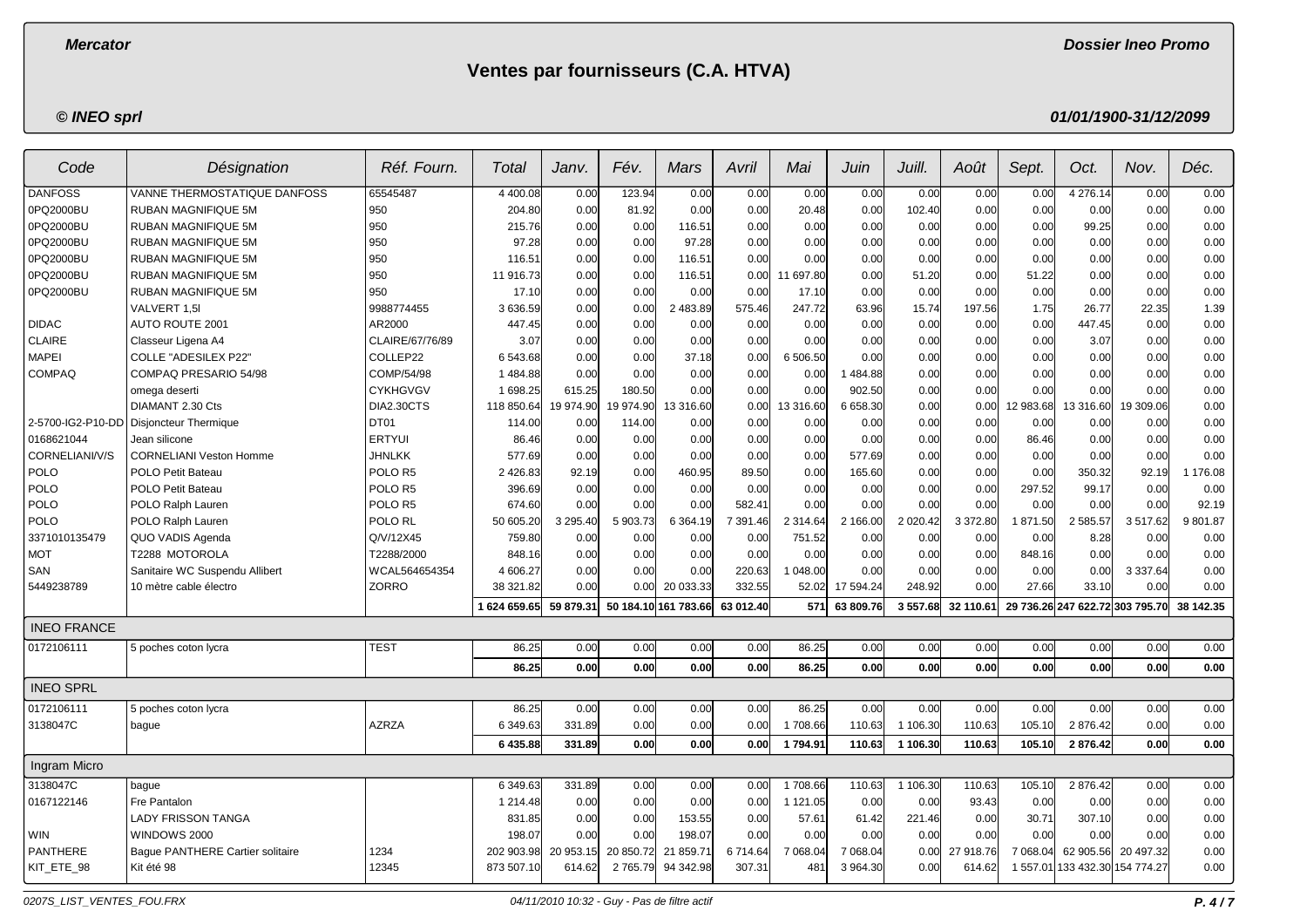# Ventes par fournisseurs (C.A. HTVA)

**Mercator** — **Dossier Ineo Promo**

**© INEO sprl** — **01/01/1900-31/12/2099**

| Code | Désignation | Réf. Fourn. | Total | Janv. | Fév. | Mars | Avril | Mai | Juin | Juill. | Août | Sept. | Oct. | Nov. | Déc. |
|---|---|---|---|---|---|---|---|---|---|---|---|---|---|---|---|
| DANFOSS | VANNE THERMOSTATIQUE DANFOSS | 65545487 | 4 400.08 | 0.00 | 123.94 | 0.00 | 0.00 | 0.00 | 0.00 | 0.00 | 0.00 | 0.00 | 4 276.14 | 0.00 | 0.00 |
| 0PQ2000BU | RUBAN MAGNIFIQUE 5M | 950 | 204.80 | 0.00 | 81.92 | 0.00 | 0.00 | 20.48 | 0.00 | 102.40 | 0.00 | 0.00 | 0.00 | 0.00 | 0.00 |
| 0PQ2000BU | RUBAN MAGNIFIQUE 5M | 950 | 215.76 | 0.00 | 0.00 | 116.51 | 0.00 | 0.00 | 0.00 | 0.00 | 0.00 | 0.00 | 99.25 | 0.00 | 0.00 |
| 0PQ2000BU | RUBAN MAGNIFIQUE 5M | 950 | 97.28 | 0.00 | 0.00 | 97.28 | 0.00 | 0.00 | 0.00 | 0.00 | 0.00 | 0.00 | 0.00 | 0.00 | 0.00 |
| 0PQ2000BU | RUBAN MAGNIFIQUE 5M | 950 | 116.51 | 0.00 | 0.00 | 116.51 | 0.00 | 0.00 | 0.00 | 0.00 | 0.00 | 0.00 | 0.00 | 0.00 | 0.00 |
| 0PQ2000BU | RUBAN MAGNIFIQUE 5M | 950 | 11 916.73 | 0.00 | 0.00 | 116.51 | 0.00 | 11 697.80 | 0.00 | 51.20 | 0.00 | 51.22 | 0.00 | 0.00 | 0.00 |
| 0PQ2000BU | RUBAN MAGNIFIQUE 5M | 950 | 17.10 | 0.00 | 0.00 | 0.00 | 0.00 | 17.10 | 0.00 | 0.00 | 0.00 | 0.00 | 0.00 | 0.00 | 0.00 |
| | VALVERT 1,5l | 9988774455 | 3 636.59 | 0.00 | 0.00 | 2 483.89 | 575.46 | 247.72 | 63.96 | 15.74 | 197.56 | 1.75 | 26.77 | 22.35 | 1.39 |
| DIDAC | AUTO ROUTE 2001 | AR2000 | 447.45 | 0.00 | 0.00 | 0.00 | 0.00 | 0.00 | 0.00 | 0.00 | 0.00 | 0.00 | 447.45 | 0.00 | 0.00 |
| CLAIRE | Classeur Ligena A4 | CLAIRE/67/76/89 | 3.07 | 0.00 | 0.00 | 0.00 | 0.00 | 0.00 | 0.00 | 0.00 | 0.00 | 0.00 | 3.07 | 0.00 | 0.00 |
| MAPEI | COLLE "ADESILEX P22" | COLLEP22 | 6 543.68 | 0.00 | 0.00 | 37.18 | 0.00 | 6 506.50 | 0.00 | 0.00 | 0.00 | 0.00 | 0.00 | 0.00 | 0.00 |
| COMPAQ | COMPAQ PRESARIO 54/98 | COMP/54/98 | 1 484.88 | 0.00 | 0.00 | 0.00 | 0.00 | 0.00 | 1 484.88 | 0.00 | 0.00 | 0.00 | 0.00 | 0.00 | 0.00 |
| | omega deserti | CYKHGVGV | 1 698.25 | 615.25 | 180.50 | 0.00 | 0.00 | 0.00 | 902.50 | 0.00 | 0.00 | 0.00 | 0.00 | 0.00 | 0.00 |
| | DIAMANT 2.30 Cts | DIA2.30CTS | 118 850.64 | 19 974.90 | 19 974.90 | 13 316.60 | 0.00 | 13 316.60 | 6 658.30 | 0.00 | 0.00 | 12 983.68 | 13 316.60 | 19 309.06 | 0.00 |
| 2-5700-IG2-P10-DD | Disjoncteur Thermique | DT01 | 114.00 | 0.00 | 114.00 | 0.00 | 0.00 | 0.00 | 0.00 | 0.00 | 0.00 | 0.00 | 0.00 | 0.00 | 0.00 |
| 0168621044 | Jean silicone | ERTYUI | 86.46 | 0.00 | 0.00 | 0.00 | 0.00 | 0.00 | 0.00 | 0.00 | 0.00 | 86.46 | 0.00 | 0.00 | 0.00 |
| CORNELIANI/V/S | CORNELIANI Veston Homme | JHNLKK | 577.69 | 0.00 | 0.00 | 0.00 | 0.00 | 0.00 | 577.69 | 0.00 | 0.00 | 0.00 | 0.00 | 0.00 | 0.00 |
| POLO | POLO Petit Bateau | POLO R5 | 2 426.83 | 92.19 | 0.00 | 460.95 | 89.50 | 0.00 | 165.60 | 0.00 | 0.00 | 0.00 | 350.32 | 92.19 | 1 176.08 |
| POLO | POLO Petit Bateau | POLO R5 | 396.69 | 0.00 | 0.00 | 0.00 | 0.00 | 0.00 | 0.00 | 0.00 | 0.00 | 297.52 | 99.17 | 0.00 | 0.00 |
| POLO | POLO Ralph Lauren | POLO R5 | 674.60 | 0.00 | 0.00 | 0.00 | 582.41 | 0.00 | 0.00 | 0.00 | 0.00 | 0.00 | 0.00 | 0.00 | 92.19 |
| POLO | POLO Ralph Lauren | POLO RL | 50 605.20 | 3 295.40 | 5 903.73 | 6 364.19 | 7 391.46 | 2 314.64 | 2 166.00 | 2 020.42 | 3 372.80 | 1 871.50 | 2 585.57 | 3 517.62 | 9 801.87 |
| 3371010135479 | QUO VADIS Agenda | Q/V/12X45 | 759.80 | 0.00 | 0.00 | 0.00 | 0.00 | 751.52 | 0.00 | 0.00 | 0.00 | 0.00 | 8.28 | 0.00 | 0.00 |
| MOT | T2288 MOTOROLA | T2288/2000 | 848.16 | 0.00 | 0.00 | 0.00 | 0.00 | 0.00 | 0.00 | 0.00 | 0.00 | 848.16 | 0.00 | 0.00 | 0.00 |
| SAN | Sanitaire WC Suspendu Allibert | WCAL564654354 | 4 606.27 | 0.00 | 0.00 | 0.00 | 220.63 | 1 048.00 | 0.00 | 0.00 | 0.00 | 0.00 | 0.00 | 3 337.64 | 0.00 |
| 5449238789 | 10 mètre cable électro | ZORRO | 38 321.82 | 0.00 | 0.00 | 20 033.33 | 332.55 | 52.02 | 17 594.24 | 248.92 | 0.00 | 27.66 | 33.10 | 0.00 | 0.00 |
| | | | **1 624 659.65** | **59 879.31** | **50 184.10** | **161 783.66** | **63 012.40** | **571** | **63 809.76** | **3 557.68** | **32 110.61** | **29 736.26** | **247 622.72** | **303 795.70** | **38 142.35** |
| **INEO FRANCE** | | | | | | | | | | | | | | | |
| 0172106111 | 5 poches coton lycra | TEST | 86.25 | 0.00 | 0.00 | 0.00 | 0.00 | 86.25 | 0.00 | 0.00 | 0.00 | 0.00 | 0.00 | 0.00 | 0.00 |
| | | | **86.25** | **0.00** | **0.00** | **0.00** | **0.00** | **86.25** | **0.00** | **0.00** | **0.00** | **0.00** | **0.00** | **0.00** | **0.00** |
| **INEO SPRL** | | | | | | | | | | | | | | | |
| 0172106111 | 5 poches coton lycra | | 86.25 | 0.00 | 0.00 | 0.00 | 0.00 | 86.25 | 0.00 | 0.00 | 0.00 | 0.00 | 0.00 | 0.00 | 0.00 |
| 3138047C | bague | AZRZA | 6 349.63 | 331.89 | 0.00 | 0.00 | 0.00 | 1 708.66 | 110.63 | 1 106.30 | 110.63 | 105.10 | 2 876.42 | 0.00 | 0.00 |
| | | | **6 435.88** | **331.89** | **0.00** | **0.00** | **0.00** | **1 794.91** | **110.63** | **1 106.30** | **110.63** | **105.10** | **2 876.42** | **0.00** | **0.00** |
| **Ingram Micro** | | | | | | | | | | | | | | | |
| 3138047C | bague | | 6 349.63 | 331.89 | 0.00 | 0.00 | 0.00 | 1 708.66 | 110.63 | 1 106.30 | 110.63 | 105.10 | 2 876.42 | 0.00 | 0.00 |
| 0167122146 | Fre Pantalon | | 1 214.48 | 0.00 | 0.00 | 0.00 | 0.00 | 1 121.05 | 0.00 | 0.00 | 93.43 | 0.00 | 0.00 | 0.00 | 0.00 |
| | LADY FRISSON TANGA | | 831.85 | 0.00 | 0.00 | 153.55 | 0.00 | 57.61 | 61.42 | 221.46 | 0.00 | 30.71 | 307.10 | 0.00 | 0.00 |
| WIN | WINDOWS 2000 | | 198.07 | 0.00 | 0.00 | 198.07 | 0.00 | 0.00 | 0.00 | 0.00 | 0.00 | 0.00 | 0.00 | 0.00 | 0.00 |
| PANTHERE | Bague PANTHERE Cartier solitaire | 1234 | 202 903.98 | 20 953.15 | 20 850.72 | 21 859.71 | 6 714.64 | 7 068.04 | 7 068.04 | 0.00 | 27 918.76 | 7 068.04 | 62 905.56 | 20 497.32 | 0.00 |
| KIT_ETE_98 | Kit été 98 | 12345 | 873 507.10 | 614.62 | 2 765.79 | 94 342.98 | 307.31 | 481 | 3 964.30 | 0.00 | 614.62 | 1 557.01 | 133 432.30 | 154 774.27 | 0.00 |

0207S_LIST_VENTES_FOU.FRX — 04/11/2010 10:32 - Guy - Pas de filtre actif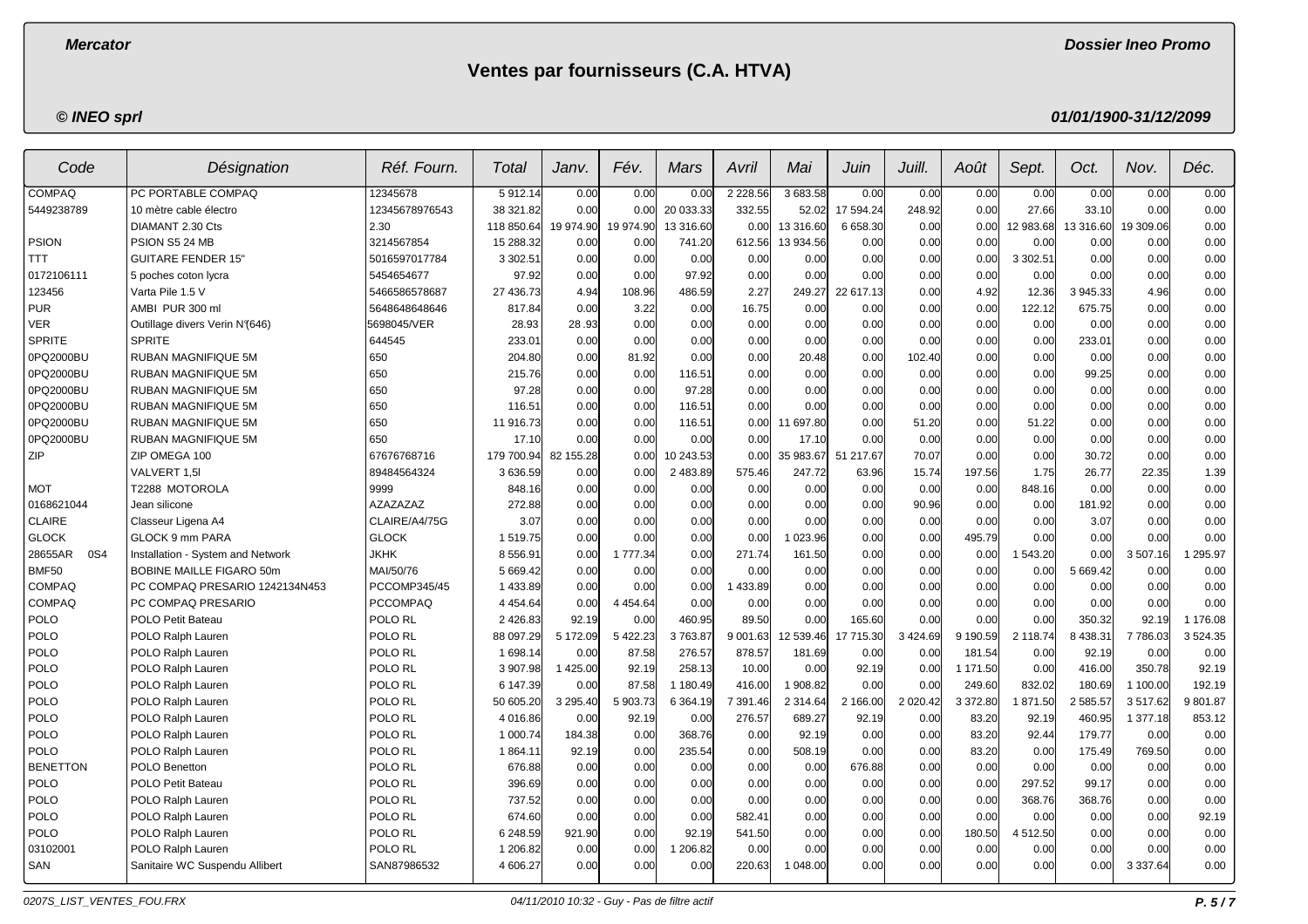# Ventes par fournisseurs (C.A. HTVA)

*Mercator* — *Dossier Ineo Promo*

*© INEO sprl* — *01/01/1900-31/12/2099*

| Code | Désignation | Réf. Fourn. | Total | Janv. | Fév. | Mars | Avril | Mai | Juin | Juill. | Août | Sept. | Oct. | Nov. | Déc. |
|---|---|---|---|---|---|---|---|---|---|---|---|---|---|---|---|
| COMPAQ | PC PORTABLE COMPAQ | 12345678 | 5 912.14 | 0.00 | 0.00 | 0.00 | 2 228.56 | 3 683.58 | 0.00 | 0.00 | 0.00 | 0.00 | 0.00 | 0.00 | 0.00 |
| 5449238789 | 10 mètre cable électro | 12345678976543 | 38 321.82 | 0.00 | 0.00 | 20 033.33 | 332.55 | 52.02 | 17 594.24 | 248.92 | 0.00 | 27.66 | 33.10 | 0.00 | 0.00 |
| | DIAMANT 2.30 Cts | 2.30 | 118 850.64 | 19 974.90 | 19 974.90 | 13 316.60 | 0.00 | 13 316.60 | 6 658.30 | 0.00 | 0.00 | 12 983.68 | 13 316.60 | 19 309.06 | 0.00 |
| PSION | PSION S5 24 MB | 3214567854 | 15 288.32 | 0.00 | 0.00 | 741.20 | 612.56 | 13 934.56 | 0.00 | 0.00 | 0.00 | 0.00 | 0.00 | 0.00 | 0.00 |
| TTT | GUITARE FENDER 15" | 5016597017784 | 3 302.51 | 0.00 | 0.00 | 0.00 | 0.00 | 0.00 | 0.00 | 0.00 | 0.00 | 3 302.51 | 0.00 | 0.00 | 0.00 |
| 0172106111 | 5 poches coton lycra | 5454654677 | 97.92 | 0.00 | 0.00 | 97.92 | 0.00 | 0.00 | 0.00 | 0.00 | 0.00 | 0.00 | 0.00 | 0.00 | 0.00 |
| 123456 | Varta Pile 1.5 V | 5466586578687 | 27 436.73 | 4.94 | 108.96 | 486.59 | 2.27 | 249.27 | 22 617.13 | 0.00 | 4.92 | 12.36 | 3 945.33 | 4.96 | 0.00 |
| PUR | AMBI PUR 300 ml | 5648648648646 | 817.84 | 0.00 | 3.22 | 0.00 | 16.75 | 0.00 | 0.00 | 0.00 | 0.00 | 122.12 | 675.75 | 0.00 | 0.00 |
| VER | Outillage divers Verin N°(646) | 5698045/VER | 28.93 | 28.93 | 0.00 | 0.00 | 0.00 | 0.00 | 0.00 | 0.00 | 0.00 | 0.00 | 0.00 | 0.00 | 0.00 |
| SPRITE | SPRITE | 644545 | 233.01 | 0.00 | 0.00 | 0.00 | 0.00 | 0.00 | 0.00 | 0.00 | 0.00 | 0.00 | 233.01 | 0.00 | 0.00 |
| 0PQ2000BU | RUBAN MAGNIFIQUE 5M | 650 | 204.80 | 0.00 | 81.92 | 0.00 | 0.00 | 20.48 | 0.00 | 102.40 | 0.00 | 0.00 | 0.00 | 0.00 | 0.00 |
| 0PQ2000BU | RUBAN MAGNIFIQUE 5M | 650 | 215.76 | 0.00 | 0.00 | 116.51 | 0.00 | 0.00 | 0.00 | 0.00 | 0.00 | 0.00 | 99.25 | 0.00 | 0.00 |
| 0PQ2000BU | RUBAN MAGNIFIQUE 5M | 650 | 97.28 | 0.00 | 0.00 | 97.28 | 0.00 | 0.00 | 0.00 | 0.00 | 0.00 | 0.00 | 0.00 | 0.00 | 0.00 |
| 0PQ2000BU | RUBAN MAGNIFIQUE 5M | 650 | 116.51 | 0.00 | 0.00 | 116.51 | 0.00 | 0.00 | 0.00 | 0.00 | 0.00 | 0.00 | 0.00 | 0.00 | 0.00 |
| 0PQ2000BU | RUBAN MAGNIFIQUE 5M | 650 | 11 916.73 | 0.00 | 0.00 | 116.51 | 0.00 | 11 697.80 | 0.00 | 51.20 | 0.00 | 51.22 | 0.00 | 0.00 | 0.00 |
| 0PQ2000BU | RUBAN MAGNIFIQUE 5M | 650 | 17.10 | 0.00 | 0.00 | 0.00 | 0.00 | 17.10 | 0.00 | 0.00 | 0.00 | 0.00 | 0.00 | 0.00 | 0.00 |
| ZIP | ZIP OMEGA 100 | 67676768716 | 179 700.94 | 82 155.28 | 0.00 | 10 243.53 | 0.00 | 35 983.67 | 51 217.67 | 70.07 | 0.00 | 0.00 | 30.72 | 0.00 | 0.00 |
| | VALVERT 1,5l | 89484564324 | 3 636.59 | 0.00 | 0.00 | 2 483.89 | 575.46 | 247.72 | 63.96 | 15.74 | 197.56 | 1.75 | 26.77 | 22.35 | 1.39 |
| MOT | T2288 MOTOROLA | 9999 | 848.16 | 0.00 | 0.00 | 0.00 | 0.00 | 0.00 | 0.00 | 0.00 | 0.00 | 848.16 | 0.00 | 0.00 | 0.00 |
| 0168621044 | Jean silicone | AZAZAZAZ | 272.88 | 0.00 | 0.00 | 0.00 | 0.00 | 0.00 | 0.00 | 90.96 | 0.00 | 0.00 | 181.92 | 0.00 | 0.00 |
| CLAIRE | Classeur Ligena A4 | CLAIRE/A4/75G | 3.07 | 0.00 | 0.00 | 0.00 | 0.00 | 0.00 | 0.00 | 0.00 | 0.00 | 0.00 | 3.07 | 0.00 | 0.00 |
| GLOCK | GLOCK 9 mm PARA | GLOCK | 1 519.75 | 0.00 | 0.00 | 0.00 | 0.00 | 1 023.96 | 0.00 | 0.00 | 495.79 | 0.00 | 0.00 | 0.00 | 0.00 |
| 28655AR 0S4 | Installation - System and Network | JKHK | 8 556.91 | 0.00 | 1 777.34 | 0.00 | 271.74 | 161.50 | 0.00 | 0.00 | 0.00 | 1 543.20 | 0.00 | 3 507.16 | 1 295.97 |
| BMF50 | BOBINE MAILLE FIGARO 50m | MAI/50/76 | 5 669.42 | 0.00 | 0.00 | 0.00 | 0.00 | 0.00 | 0.00 | 0.00 | 0.00 | 0.00 | 5 669.42 | 0.00 | 0.00 |
| COMPAQ | PC COMPAQ PRESARIO 1242134N453 | PCCOMP345/45 | 1 433.89 | 0.00 | 0.00 | 0.00 | 1 433.89 | 0.00 | 0.00 | 0.00 | 0.00 | 0.00 | 0.00 | 0.00 | 0.00 |
| COMPAQ | PC COMPAQ PRESARIO | PCCOMPAQ | 4 454.64 | 0.00 | 4 454.64 | 0.00 | 0.00 | 0.00 | 0.00 | 0.00 | 0.00 | 0.00 | 0.00 | 0.00 | 0.00 |
| POLO | POLO Petit Bateau | POLO RL | 2 426.83 | 92.19 | 0.00 | 460.95 | 89.50 | 0.00 | 165.60 | 0.00 | 0.00 | 0.00 | 350.32 | 92.19 | 1 176.08 |
| POLO | POLO Ralph Lauren | POLO RL | 88 097.29 | 5 172.09 | 5 422.23 | 3 763.87 | 9 001.63 | 12 539.46 | 17 715.30 | 3 424.69 | 9 190.59 | 2 118.74 | 8 438.31 | 7 786.03 | 3 524.35 |
| POLO | POLO Ralph Lauren | POLO RL | 1 698.14 | 0.00 | 87.58 | 276.57 | 878.57 | 181.69 | 0.00 | 0.00 | 181.54 | 0.00 | 92.19 | 0.00 | 0.00 |
| POLO | POLO Ralph Lauren | POLO RL | 3 907.98 | 1 425.00 | 92.19 | 258.13 | 10.00 | 0.00 | 92.19 | 0.00 | 1 171.50 | 0.00 | 416.00 | 350.78 | 92.19 |
| POLO | POLO Ralph Lauren | POLO RL | 6 147.39 | 0.00 | 87.58 | 1 180.49 | 416.00 | 1 908.82 | 0.00 | 0.00 | 249.60 | 832.02 | 180.69 | 1 100.00 | 192.19 |
| POLO | POLO Ralph Lauren | POLO RL | 50 605.20 | 3 295.40 | 5 903.73 | 6 364.19 | 7 391.46 | 2 314.64 | 2 166.00 | 2 020.42 | 3 372.80 | 1 871.50 | 2 585.57 | 3 517.62 | 9 801.87 |
| POLO | POLO Ralph Lauren | POLO RL | 4 016.86 | 0.00 | 92.19 | 0.00 | 276.57 | 689.27 | 92.19 | 0.00 | 83.20 | 92.19 | 460.95 | 1 377.18 | 853.12 |
| POLO | POLO Ralph Lauren | POLO RL | 1 000.74 | 184.38 | 0.00 | 368.76 | 0.00 | 92.19 | 0.00 | 0.00 | 83.20 | 92.44 | 179.77 | 0.00 | 0.00 |
| POLO | POLO Ralph Lauren | POLO RL | 1 864.11 | 92.19 | 0.00 | 235.54 | 0.00 | 508.19 | 0.00 | 0.00 | 83.20 | 0.00 | 175.49 | 769.50 | 0.00 |
| BENETTON | POLO Benetton | POLO RL | 676.88 | 0.00 | 0.00 | 0.00 | 0.00 | 0.00 | 676.88 | 0.00 | 0.00 | 0.00 | 0.00 | 0.00 | 0.00 |
| POLO | POLO Petit Bateau | POLO RL | 396.69 | 0.00 | 0.00 | 0.00 | 0.00 | 0.00 | 0.00 | 0.00 | 0.00 | 297.52 | 99.17 | 0.00 | 0.00 |
| POLO | POLO Ralph Lauren | POLO RL | 737.52 | 0.00 | 0.00 | 0.00 | 0.00 | 0.00 | 0.00 | 0.00 | 0.00 | 368.76 | 368.76 | 0.00 | 0.00 |
| POLO | POLO Ralph Lauren | POLO RL | 674.60 | 0.00 | 0.00 | 0.00 | 582.41 | 0.00 | 0.00 | 0.00 | 0.00 | 0.00 | 0.00 | 0.00 | 92.19 |
| POLO | POLO Ralph Lauren | POLO RL | 6 248.59 | 921.90 | 0.00 | 92.19 | 541.50 | 0.00 | 0.00 | 0.00 | 180.50 | 4 512.50 | 0.00 | 0.00 | 0.00 |
| 03102001 | POLO Ralph Lauren | POLO RL | 1 206.82 | 0.00 | 0.00 | 1 206.82 | 0.00 | 0.00 | 0.00 | 0.00 | 0.00 | 0.00 | 0.00 | 0.00 | 0.00 |
| SAN | Sanitaire WC Suspendu Allibert | SAN87986532 | 4 606.27 | 0.00 | 0.00 | 0.00 | 220.63 | 1 048.00 | 0.00 | 0.00 | 0.00 | 0.00 | 0.00 | 3 337.64 | 0.00 |

0207S_LIST_VENTES_FOU.FRX — 04/11/2010 10:32 - Guy - Pas de filtre actif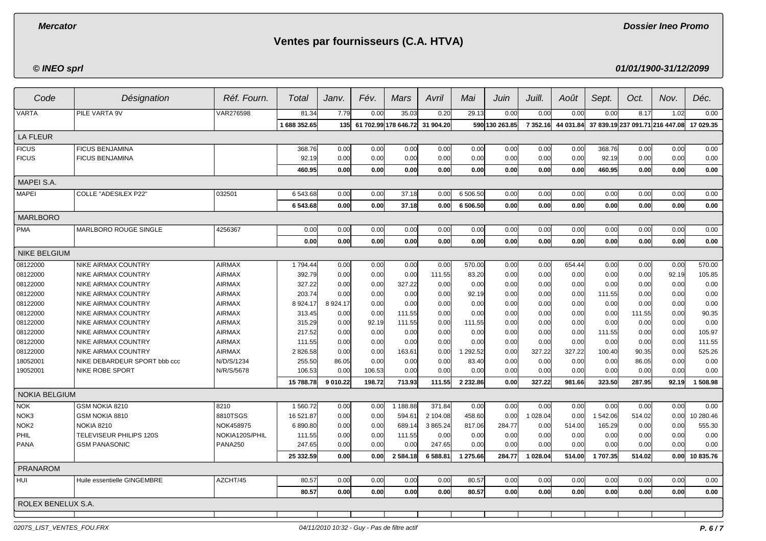# Ventes par fournisseurs (C.A. HTVA)

*Mercator* — *Dossier Ineo Promo*

*© INEO sprl* — *01/01/1900-31/12/2099*

| Code | Désignation | Réf. Fourn. | Total | Janv. | Fév. | Mars | Avril | Mai | Juin | Juill. | Août | Sept. | Oct. | Nov. | Déc. |
|---|---|---|---|---|---|---|---|---|---|---|---|---|---|---|---|
| VARTA | PILE VARTA 9V | VAR276598 | 81.34 | 7.79 | 0.00 | 35.03 | 0.20 | 29.13 | 0.00 | 0.00 | 0.00 | 0.00 | 8.17 | 1.02 | 0.00 |
| | | | **1 688 352.65** | **135** | **61 702.99** | **178 646.72** | **31 904.20** | **590** | **130 263.85** | **7 352.16** | **44 031.84** | **37 839.19** | **237 091.71** | **216 447.08** | **17 029.35** |
| **LA FLEUR** | | | | | | | | | | | | | | | |
| FICUS | FICUS BENJAMINA | | 368.76 | 0.00 | 0.00 | 0.00 | 0.00 | 0.00 | 0.00 | 0.00 | 0.00 | 368.76 | 0.00 | 0.00 | 0.00 |
| FICUS | FICUS BENJAMINA | | 92.19 | 0.00 | 0.00 | 0.00 | 0.00 | 0.00 | 0.00 | 0.00 | 0.00 | 92.19 | 0.00 | 0.00 | 0.00 |
| | | | **460.95** | **0.00** | **0.00** | **0.00** | **0.00** | **0.00** | **0.00** | **0.00** | **0.00** | **460.95** | **0.00** | **0.00** | **0.00** |
| **MAPEI S.A.** | | | | | | | | | | | | | | | |
| MAPEI | COLLE "ADESILEX P22" | 032501 | 6 543.68 | 0.00 | 0.00 | 37.18 | 0.00 | 6 506.50 | 0.00 | 0.00 | 0.00 | 0.00 | 0.00 | 0.00 | 0.00 |
| | | | **6 543.68** | **0.00** | **0.00** | **37.18** | **0.00** | **6 506.50** | **0.00** | **0.00** | **0.00** | **0.00** | **0.00** | **0.00** | **0.00** |
| **MARLBORO** | | | | | | | | | | | | | | | |
| PMA | MARLBORO ROUGE SINGLE | 4256367 | 0.00 | 0.00 | 0.00 | 0.00 | 0.00 | 0.00 | 0.00 | 0.00 | 0.00 | 0.00 | 0.00 | 0.00 | 0.00 |
| | | | **0.00** | **0.00** | **0.00** | **0.00** | **0.00** | **0.00** | **0.00** | **0.00** | **0.00** | **0.00** | **0.00** | **0.00** | **0.00** |
| **NIKE BELGIUM** | | | | | | | | | | | | | | | |
| 08122000 | NIKE AIRMAX COUNTRY | AIRMAX | 1 794.44 | 0.00 | 0.00 | 0.00 | 0.00 | 570.00 | 0.00 | 0.00 | 654.44 | 0.00 | 0.00 | 0.00 | 570.00 |
| 08122000 | NIKE AIRMAX COUNTRY | AIRMAX | 392.79 | 0.00 | 0.00 | 0.00 | 111.55 | 83.20 | 0.00 | 0.00 | 0.00 | 0.00 | 0.00 | 92.19 | 105.85 |
| 08122000 | NIKE AIRMAX COUNTRY | AIRMAX | 327.22 | 0.00 | 0.00 | 327.22 | 0.00 | 0.00 | 0.00 | 0.00 | 0.00 | 0.00 | 0.00 | 0.00 | 0.00 |
| 08122000 | NIKE AIRMAX COUNTRY | AIRMAX | 203.74 | 0.00 | 0.00 | 0.00 | 0.00 | 92.19 | 0.00 | 0.00 | 0.00 | 111.55 | 0.00 | 0.00 | 0.00 |
| 08122000 | NIKE AIRMAX COUNTRY | AIRMAX | 8 924.17 | 8 924.17 | 0.00 | 0.00 | 0.00 | 0.00 | 0.00 | 0.00 | 0.00 | 0.00 | 0.00 | 0.00 | 0.00 |
| 08122000 | NIKE AIRMAX COUNTRY | AIRMAX | 313.45 | 0.00 | 0.00 | 111.55 | 0.00 | 0.00 | 0.00 | 0.00 | 0.00 | 0.00 | 111.55 | 0.00 | 90.35 |
| 08122000 | NIKE AIRMAX COUNTRY | AIRMAX | 315.29 | 0.00 | 92.19 | 111.55 | 0.00 | 111.55 | 0.00 | 0.00 | 0.00 | 0.00 | 0.00 | 0.00 | 0.00 |
| 08122000 | NIKE AIRMAX COUNTRY | AIRMAX | 217.52 | 0.00 | 0.00 | 0.00 | 0.00 | 0.00 | 0.00 | 0.00 | 0.00 | 111.55 | 0.00 | 0.00 | 105.97 |
| 08122000 | NIKE AIRMAX COUNTRY | AIRMAX | 111.55 | 0.00 | 0.00 | 0.00 | 0.00 | 0.00 | 0.00 | 0.00 | 0.00 | 0.00 | 0.00 | 0.00 | 111.55 |
| 08122000 | NIKE AIRMAX COUNTRY | AIRMAX | 2 826.58 | 0.00 | 0.00 | 163.61 | 0.00 | 1 292.52 | 0.00 | 327.22 | 327.22 | 100.40 | 90.35 | 0.00 | 525.26 |
| 18052001 | NIKE DEBARDEUR SPORT bbb ccc | N/D/S/1234 | 255.50 | 86.05 | 0.00 | 0.00 | 0.00 | 83.40 | 0.00 | 0.00 | 0.00 | 0.00 | 86.05 | 0.00 | 0.00 |
| 19052001 | NIKE ROBE SPORT | N/R/S/5678 | 106.53 | 0.00 | 106.53 | 0.00 | 0.00 | 0.00 | 0.00 | 0.00 | 0.00 | 0.00 | 0.00 | 0.00 | 0.00 |
| | | | **15 788.78** | **9 010.22** | **198.72** | **713.93** | **111.55** | **2 232.86** | **0.00** | **327.22** | **981.66** | **323.50** | **287.95** | **92.19** | **1 508.98** |
| **NOKIA BELGIUM** | | | | | | | | | | | | | | | |
| NOK | GSM NOKIA 8210 | 8210 | 1 560.72 | 0.00 | 0.00 | 1 188.88 | 371.84 | 0.00 | 0.00 | 0.00 | 0.00 | 0.00 | 0.00 | 0.00 | 0.00 |
| NOK3 | GSM NOKIA 8810 | 8810TSGS | 16 521.87 | 0.00 | 0.00 | 594.61 | 2 104.08 | 458.60 | 0.00 | 1 028.04 | 0.00 | 1 542.06 | 514.02 | 0.00 | 10 280.46 |
| NOK2 | NOKIA 8210 | NOK458975 | 6 890.80 | 0.00 | 0.00 | 689.14 | 3 865.24 | 817.06 | 284.77 | 0.00 | 514.00 | 165.29 | 0.00 | 0.00 | 555.30 |
| PHIL | TELEVISEUR PHILIPS 120S | NOKIA120S/PHIL | 111.55 | 0.00 | 0.00 | 111.55 | 0.00 | 0.00 | 0.00 | 0.00 | 0.00 | 0.00 | 0.00 | 0.00 | 0.00 |
| PANA | GSM PANASONIC | PANA250 | 247.65 | 0.00 | 0.00 | 0.00 | 247.65 | 0.00 | 0.00 | 0.00 | 0.00 | 0.00 | 0.00 | 0.00 | 0.00 |
| | | | **25 332.59** | **0.00** | **0.00** | **2 584.18** | **6 588.81** | **1 275.66** | **284.77** | **1 028.04** | **514.00** | **1 707.35** | **514.02** | **0.00** | **10 835.76** |
| **PRANAROM** | | | | | | | | | | | | | | | |
| HUI | Huile essentielle GINGEMBRE | AZCHT/45 | 80.57 | 0.00 | 0.00 | 0.00 | 0.00 | 80.57 | 0.00 | 0.00 | 0.00 | 0.00 | 0.00 | 0.00 | 0.00 |
| | | | **80.57** | **0.00** | **0.00** | **0.00** | **0.00** | **80.57** | **0.00** | **0.00** | **0.00** | **0.00** | **0.00** | **0.00** | **0.00** |
| **ROLEX BENELUX S.A.** | | | | | | | | | | | | | | | |

0207S_LIST_VENTES_FOU.FRX — 04/11/2010 10:32 - Guy - Pas de filtre actif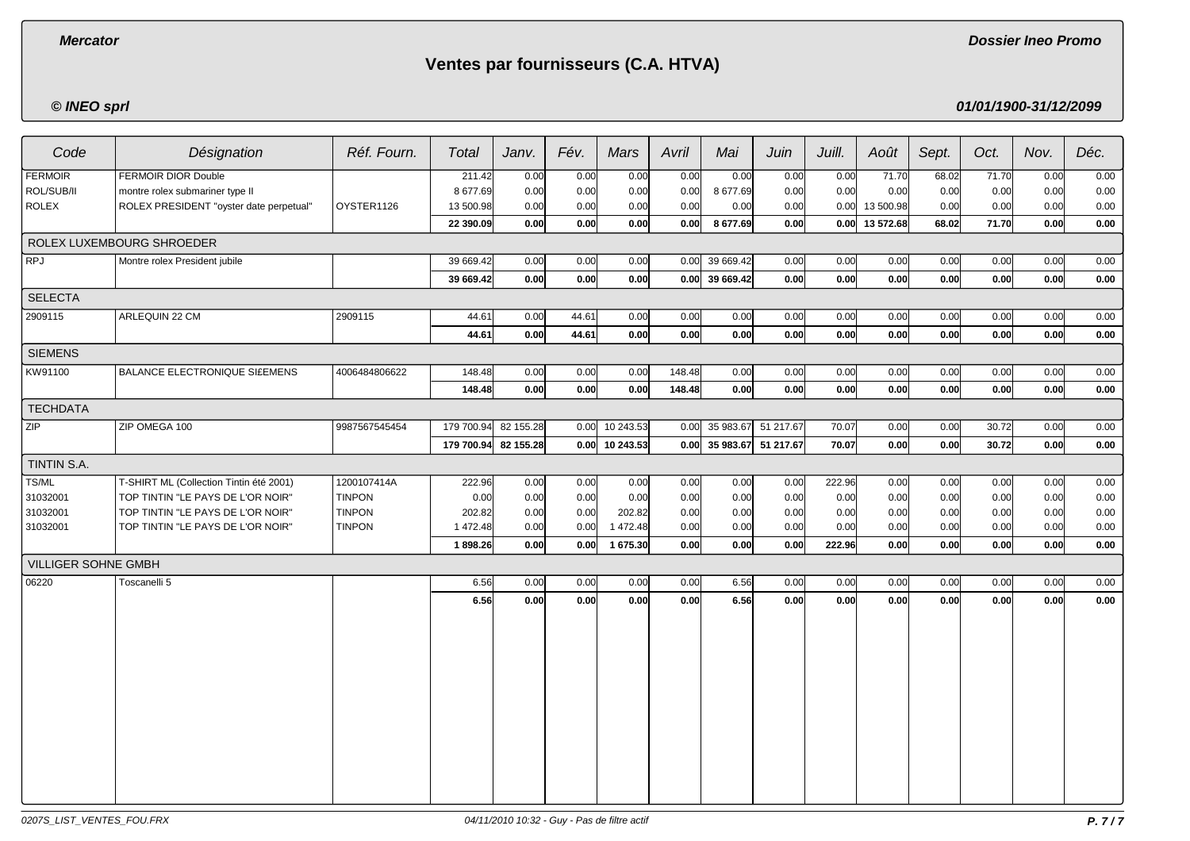**Mercator** | **Dossier Ineo Promo**

# Ventes par fournisseurs (C.A. HTVA)

**© INEO sprl** | **01/01/1900-31/12/2099**

| Code | Désignation | Réf. Fourn. | Total | Janv. | Fév. | Mars | Avril | Mai | Juin | Juill. | Août | Sept. | Oct. | Nov. | Déc. |
|---|---|---|---|---|---|---|---|---|---|---|---|---|---|---|---|
| FERMOIR | FERMOIR DIOR Double | | 211.42 | 0.00 | 0.00 | 0.00 | 0.00 | 0.00 | 0.00 | 0.00 | 71.70 | 68.02 | 71.70 | 0.00 | 0.00 |
| ROL/SUB/II | montre rolex submariner type II | | 8 677.69 | 0.00 | 0.00 | 0.00 | 0.00 | 8 677.69 | 0.00 | 0.00 | 0.00 | 0.00 | 0.00 | 0.00 | 0.00 |
| ROLEX | ROLEX PRESIDENT "oyster date perpetual" | OYSTER1126 | 13 500.98 | 0.00 | 0.00 | 0.00 | 0.00 | 0.00 | 0.00 | 0.00 | 13 500.98 | 0.00 | 0.00 | 0.00 | 0.00 |
| | | | **22 390.09** | **0.00** | **0.00** | **0.00** | **0.00** | **8 677.69** | **0.00** | **0.00** | **13 572.68** | **68.02** | **71.70** | **0.00** | **0.00** |
| ROLEX LUXEMBOURG SHROEDER | | | | | | | | | | | | | | | |
| RPJ | Montre rolex President jubile | | 39 669.42 | 0.00 | 0.00 | 0.00 | 0.00 | 39 669.42 | 0.00 | 0.00 | 0.00 | 0.00 | 0.00 | 0.00 | 0.00 |
| | | | **39 669.42** | **0.00** | **0.00** | **0.00** | **0.00** | **39 669.42** | **0.00** | **0.00** | **0.00** | **0.00** | **0.00** | **0.00** | **0.00** |
| SELECTA | | | | | | | | | | | | | | | |
| 2909115 | ARLEQUIN 22 CM | 2909115 | 44.61 | 0.00 | 44.61 | 0.00 | 0.00 | 0.00 | 0.00 | 0.00 | 0.00 | 0.00 | 0.00 | 0.00 | 0.00 |
| | | | **44.61** | **0.00** | **44.61** | **0.00** | **0.00** | **0.00** | **0.00** | **0.00** | **0.00** | **0.00** | **0.00** | **0.00** | **0.00** |
| SIEMENS | | | | | | | | | | | | | | | |
| KW91100 | BALANCE ELECTRONIQUE SI£EMENS | 4006484806622 | 148.48 | 0.00 | 0.00 | 0.00 | 148.48 | 0.00 | 0.00 | 0.00 | 0.00 | 0.00 | 0.00 | 0.00 | 0.00 |
| | | | **148.48** | **0.00** | **0.00** | **0.00** | **148.48** | **0.00** | **0.00** | **0.00** | **0.00** | **0.00** | **0.00** | **0.00** | **0.00** |
| TECHDATA | | | | | | | | | | | | | | | |
| ZIP | ZIP OMEGA 100 | 9987567545454 | 179 700.94 | 82 155.28 | 0.00 | 10 243.53 | 0.00 | 35 983.67 | 51 217.67 | 70.07 | 0.00 | 0.00 | 30.72 | 0.00 | 0.00 |
| | | | **179 700.94** | **82 155.28** | **0.00** | **10 243.53** | **0.00** | **35 983.67** | **51 217.67** | **70.07** | **0.00** | **0.00** | **30.72** | **0.00** | **0.00** |
| TINTIN S.A. | | | | | | | | | | | | | | | |
| TS/ML | T-SHIRT ML (Collection Tintin été 2001) | 1200107414A | 222.96 | 0.00 | 0.00 | 0.00 | 0.00 | 0.00 | 0.00 | 222.96 | 0.00 | 0.00 | 0.00 | 0.00 | 0.00 |
| 31032001 | TOP TINTIN "LE PAYS DE L'OR NOIR" | TINPON | 0.00 | 0.00 | 0.00 | 0.00 | 0.00 | 0.00 | 0.00 | 0.00 | 0.00 | 0.00 | 0.00 | 0.00 | 0.00 |
| 31032001 | TOP TINTIN "LE PAYS DE L'OR NOIR" | TINPON | 202.82 | 0.00 | 0.00 | 202.82 | 0.00 | 0.00 | 0.00 | 0.00 | 0.00 | 0.00 | 0.00 | 0.00 | 0.00 |
| 31032001 | TOP TINTIN "LE PAYS DE L'OR NOIR" | TINPON | 1 472.48 | 0.00 | 0.00 | 1 472.48 | 0.00 | 0.00 | 0.00 | 0.00 | 0.00 | 0.00 | 0.00 | 0.00 | 0.00 |
| | | | **1 898.26** | **0.00** | **0.00** | **1 675.30** | **0.00** | **0.00** | **0.00** | **222.96** | **0.00** | **0.00** | **0.00** | **0.00** | **0.00** |
| VILLIGER SOHNE GMBH | | | | | | | | | | | | | | | |
| 06220 | Toscanelli 5 | | 6.56 | 0.00 | 0.00 | 0.00 | 0.00 | 6.56 | 0.00 | 0.00 | 0.00 | 0.00 | 0.00 | 0.00 | 0.00 |
| | | | **6.56** | **0.00** | **0.00** | **0.00** | **0.00** | **6.56** | **0.00** | **0.00** | **0.00** | **0.00** | **0.00** | **0.00** | **0.00** |

*0207S_LIST_VENTES_FOU.FRX* | *04/11/2010 10:32 - Guy - Pas de filtre actif*